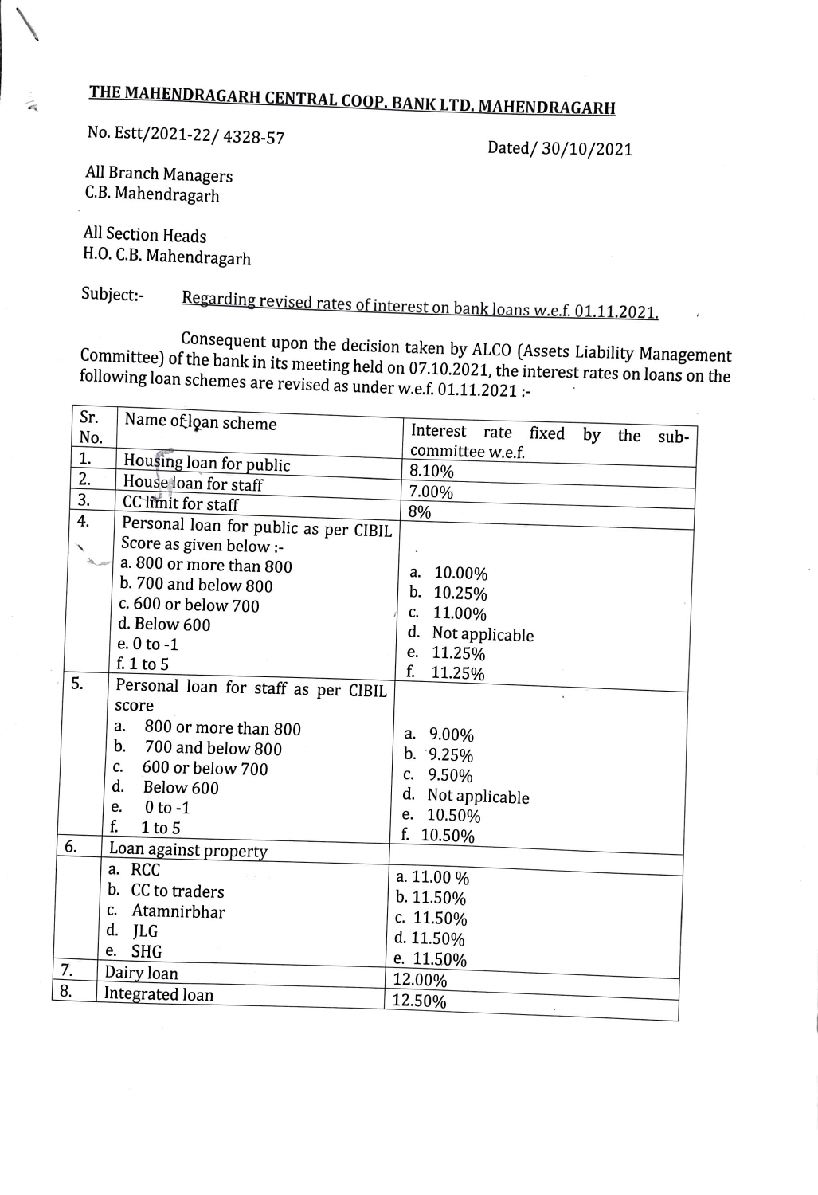# THE MAHENDRAGARH CENTRAL COOP. BANK LTD. MAHENDRAGARH

No. Estt/2021-22/ 4328-57

Dated/ 30/10/2021

All Branch Managers
C.B. Mahendragarh

All Section Heads
H.O. C.B. Mahendragarh

Subject:- Regarding revised rates of interest on bank loans w.e.f. 01.11.2021.

Consequent upon the decision taken by ALCO (Assets Liability Management Committee) of the bank in its meeting held on 07.10.2021, the interest rates on loans on the following loan schemes are revised as under w.e.f. 01.11.2021 :-

| Sr. No. | Name of loan scheme | Interest rate fixed by the sub-committee w.e.f. |
|---|---|---|
| 1. | Housing loan for public | 8.10% |
| 2. | House loan for staff | 7.00% |
| 3. | CC limit for staff | 8% |
| 4. | Personal loan for public as per CIBIL Score as given below :-<br>a. 800 or more than 800<br>b. 700 and below 800<br>c. 600 or below 700<br>d. Below 600<br>e. 0 to -1<br>f. 1 to 5 | <br>a. 10.00%<br>b. 10.25%<br>c. 11.00%<br>d. Not applicable<br>e. 11.25%<br>f. 11.25% |
| 5. | Personal loan for staff as per CIBIL score<br>a. 800 or more than 800<br>b. 700 and below 800<br>c. 600 or below 700<br>d. Below 600<br>e. 0 to -1<br>f. 1 to 5 | <br>a. 9.00%<br>b. 9.25%<br>c. 9.50%<br>d. Not applicable<br>e. 10.50%<br>f. 10.50% |
| 6. | Loan against property | |
| | a. RCC<br>b. CC to traders<br>c. Atamnirbhar<br>d. JLG<br>e. SHG | a. 11.00 %<br>b. 11.50%<br>c. 11.50%<br>d. 11.50%<br>e. 11.50% |
| 7. | Dairy loan | 12.00% |
| 8. | Integrated loan | 12.50% |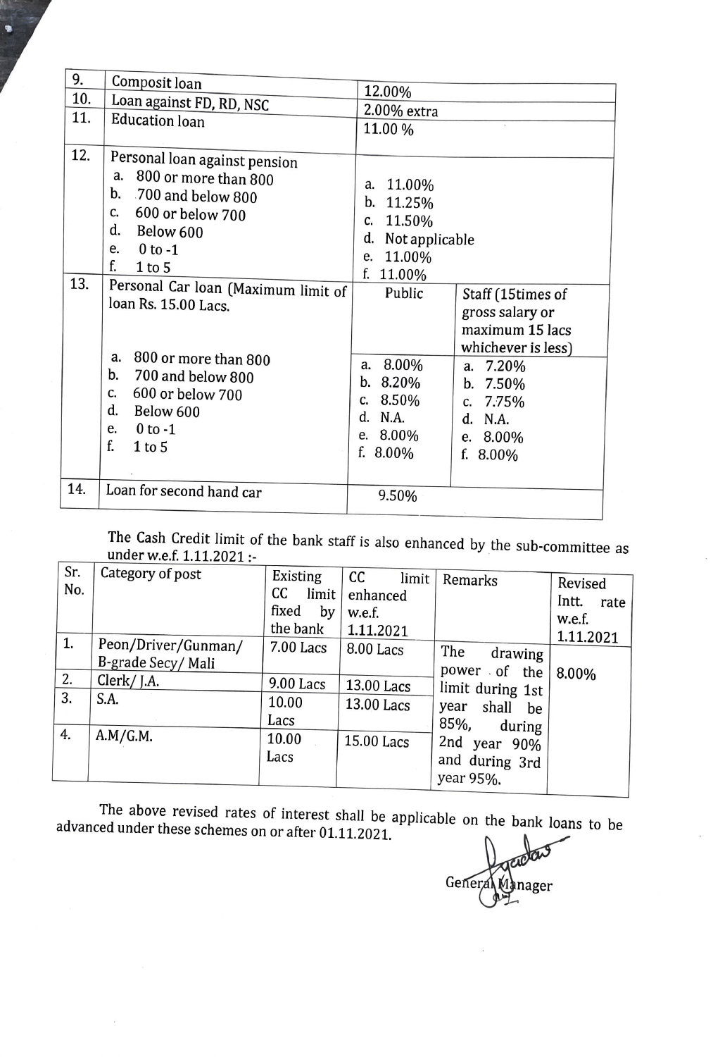| | | | |
|---|---|---|---|
| 9. | Composit loan | 12.00% | |
| 10. | Loan against FD, RD, NSC | 2.00% extra | |
| 11. | Education loan | 11.00 % | |
| 12. | Personal loan against pension<br>a. 800 or more than 800<br>b. 700 and below 800<br>c. 600 or below 700<br>d. Below 600<br>e. 0 to -1<br>f. 1 to 5 | a. 11.00%<br>b. 11.25%<br>c. 11.50%<br>d. Not applicable<br>e. 11.00%<br>f. 11.00% | |
| 13. | Personal Car loan (Maximum limit of loan Rs. 15.00 Lacs. | Public | Staff (15times of gross salary or maximum 15 lacs whichever is less) |
| | a. 800 or more than 800<br>b. 700 and below 800<br>c. 600 or below 700<br>d. Below 600<br>e. 0 to -1<br>f. 1 to 5 | a. 8.00%<br>b. 8.20%<br>c. 8.50%<br>d. N.A.<br>e. 8.00%<br>f. 8.00% | a. 7.20%<br>b. 7.50%<br>c. 7.75%<br>d. N.A.<br>e. 8.00%<br>f. 8.00% |
| 14. | Loan for second hand car | 9.50% | |

The Cash Credit limit of the bank staff is also enhanced by the sub-committee as under w.e.f. 1.11.2021 :-

| Sr. No. | Category of post | Existing CC limit fixed by the bank | CC limit enhanced w.e.f. 1.11.2021 | Remarks | Revised Intt. rate w.e.f. 1.11.2021 |
|---|---|---|---|---|---|
| 1. | Peon/Driver/Gunman/ B-grade Secy/ Mali | 7.00 Lacs | 8.00 Lacs | The drawing power of the limit during 1st year shall be 85%, during 2nd year 90% and during 3rd year 95%. | 8.00% |
| 2. | Clerk/ J.A. | 9.00 Lacs | 13.00 Lacs | | |
| 3. | S.A. | 10.00 Lacs | 13.00 Lacs | | |
| 4. | A.M/G.M. | 10.00 Lacs | 15.00 Lacs | | |

The above revised rates of interest shall be applicable on the bank loans to be advanced under these schemes on or after 01.11.2021.

General Manager